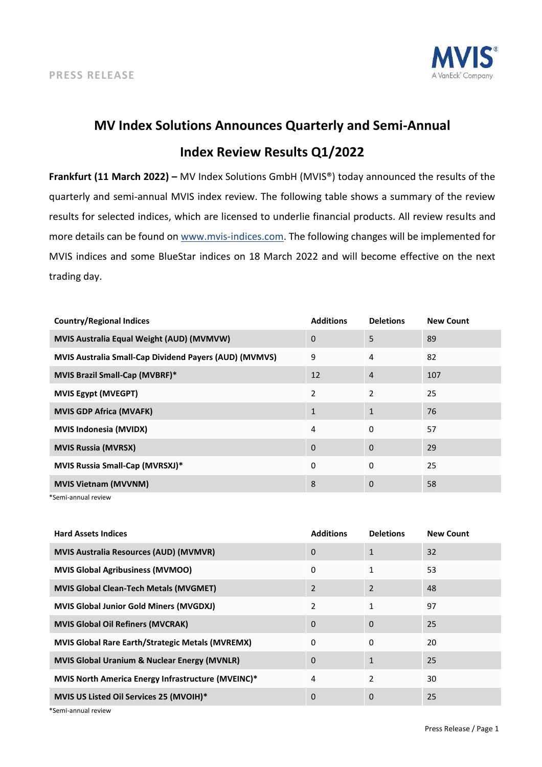PRESS RELEASE

# MV Index Solutions Announces Quarterly and Semi-Annual Index Review Results Q1/2022

**Frankfurt (11 March 2022) –** MV Index Solutions GmbH (MVIS®) today announced the results of the quarterly and semi-annual MVIS index review. The following table shows a summary of the review results for selected indices, which are licensed to underlie financial products. All review results and more details can be found on www.mvis-indices.com. The following changes will be implemented for MVIS indices and some BlueStar indices on 18 March 2022 and will become effective on the next trading day.

| Country/Regional Indices | Additions | Deletions | New Count |
|---|---|---|---|
| **MVIS Australia Equal Weight (AUD) (MVMVW)** | 0 | 5 | 89 |
| **MVIS Australia Small-Cap Dividend Payers (AUD) (MVMVS)** | 9 | 4 | 82 |
| **MVIS Brazil Small-Cap (MVBRF)*** | 12 | 4 | 107 |
| **MVIS Egypt (MVEGPT)** | 2 | 2 | 25 |
| **MVIS GDP Africa (MVAFK)** | 1 | 1 | 76 |
| **MVIS Indonesia (MVIDX)** | 4 | 0 | 57 |
| **MVIS Russia (MVRSX)** | 0 | 0 | 29 |
| **MVIS Russia Small-Cap (MVRSXJ)*** | 0 | 0 | 25 |
| **MVIS Vietnam (MVVNM)** | 8 | 0 | 58 |

*Semi-annual review

| Hard Assets Indices | Additions | Deletions | New Count |
|---|---|---|---|
| **MVIS Australia Resources (AUD) (MVMVR)** | 0 | 1 | 32 |
| **MVIS Global Agribusiness (MVMOO)** | 0 | 1 | 53 |
| **MVIS Global Clean-Tech Metals (MVGMET)** | 2 | 2 | 48 |
| **MVIS Global Junior Gold Miners (MVGDXJ)** | 2 | 1 | 97 |
| **MVIS Global Oil Refiners (MVCRAK)** | 0 | 0 | 25 |
| **MVIS Global Rare Earth/Strategic Metals (MVREMX)** | 0 | 0 | 20 |
| **MVIS Global Uranium & Nuclear Energy (MVNLR)** | 0 | 1 | 25 |
| **MVIS North America Energy Infrastructure (MVEINC)*** | 4 | 2 | 30 |
| **MVIS US Listed Oil Services 25 (MVOIH)*** | 0 | 0 | 25 |

*Semi-annual review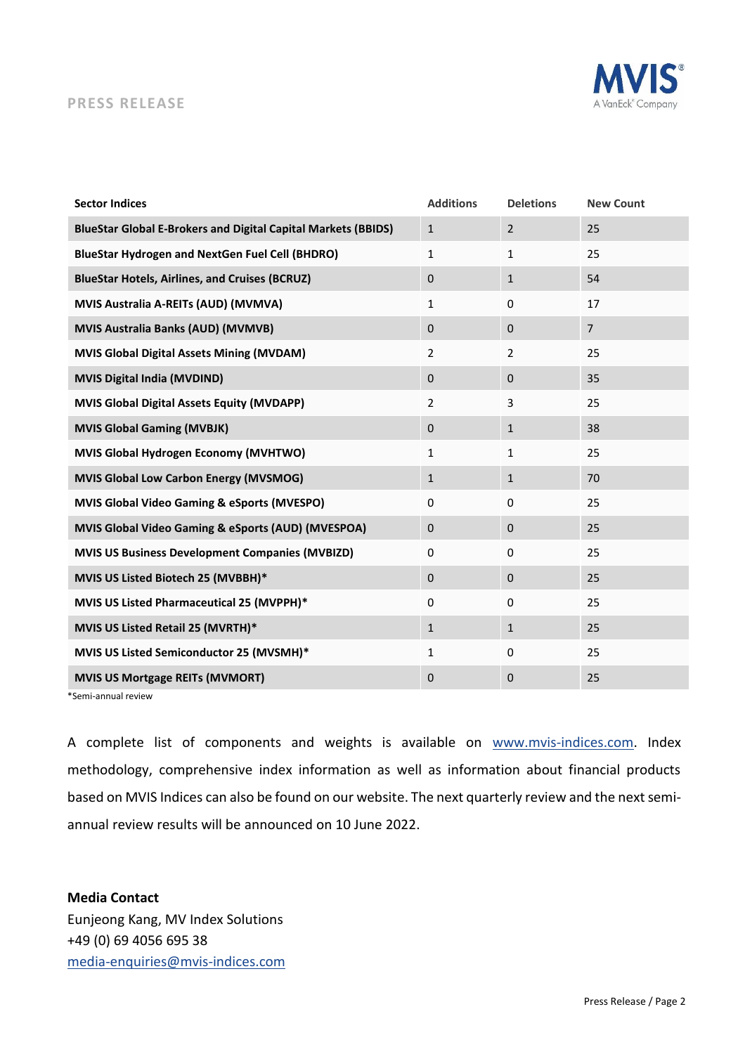| Sector Indices | Additions | Deletions | New Count |
|---|---|---|---|
| **BlueStar Global E-Brokers and Digital Capital Markets (BBIDS)** | 1 | 2 | 25 |
| **BlueStar Hydrogen and NextGen Fuel Cell (BHDRO)** | 1 | 1 | 25 |
| **BlueStar Hotels, Airlines, and Cruises (BCRUZ)** | 0 | 1 | 54 |
| **MVIS Australia A-REITs (AUD) (MVMVA)** | 1 | 0 | 17 |
| **MVIS Australia Banks (AUD) (MVMVB)** | 0 | 0 | 7 |
| **MVIS Global Digital Assets Mining (MVDAM)** | 2 | 2 | 25 |
| **MVIS Digital India (MVDIND)** | 0 | 0 | 35 |
| **MVIS Global Digital Assets Equity (MVDAPP)** | 2 | 3 | 25 |
| **MVIS Global Gaming (MVBJK)** | 0 | 1 | 38 |
| **MVIS Global Hydrogen Economy (MVHTWO)** | 1 | 1 | 25 |
| **MVIS Global Low Carbon Energy (MVSMOG)** | 1 | 1 | 70 |
| **MVIS Global Video Gaming & eSports (MVESPO)** | 0 | 0 | 25 |
| **MVIS Global Video Gaming & eSports (AUD) (MVESPOA)** | 0 | 0 | 25 |
| **MVIS US Business Development Companies (MVBIZD)** | 0 | 0 | 25 |
| **MVIS US Listed Biotech 25 (MVBBH)*** | 0 | 0 | 25 |
| **MVIS US Listed Pharmaceutical 25 (MVPPH)*** | 0 | 0 | 25 |
| **MVIS US Listed Retail 25 (MVRTH)*** | 1 | 1 | 25 |
| **MVIS US Listed Semiconductor 25 (MVSMH)*** | 1 | 0 | 25 |
| **MVIS US Mortgage REITs (MVMORT)** | 0 | 0 | 25 |

*Semi-annual review

A complete list of components and weights is available on www.mvis-indices.com. Index methodology, comprehensive index information as well as information about financial products based on MVIS Indices can also be found on our website. The next quarterly review and the next semi-annual review results will be announced on 10 June 2022.

**Media Contact**
Eunjeong Kang, MV Index Solutions
+49 (0) 69 4056 695 38
media-enquiries@mvis-indices.com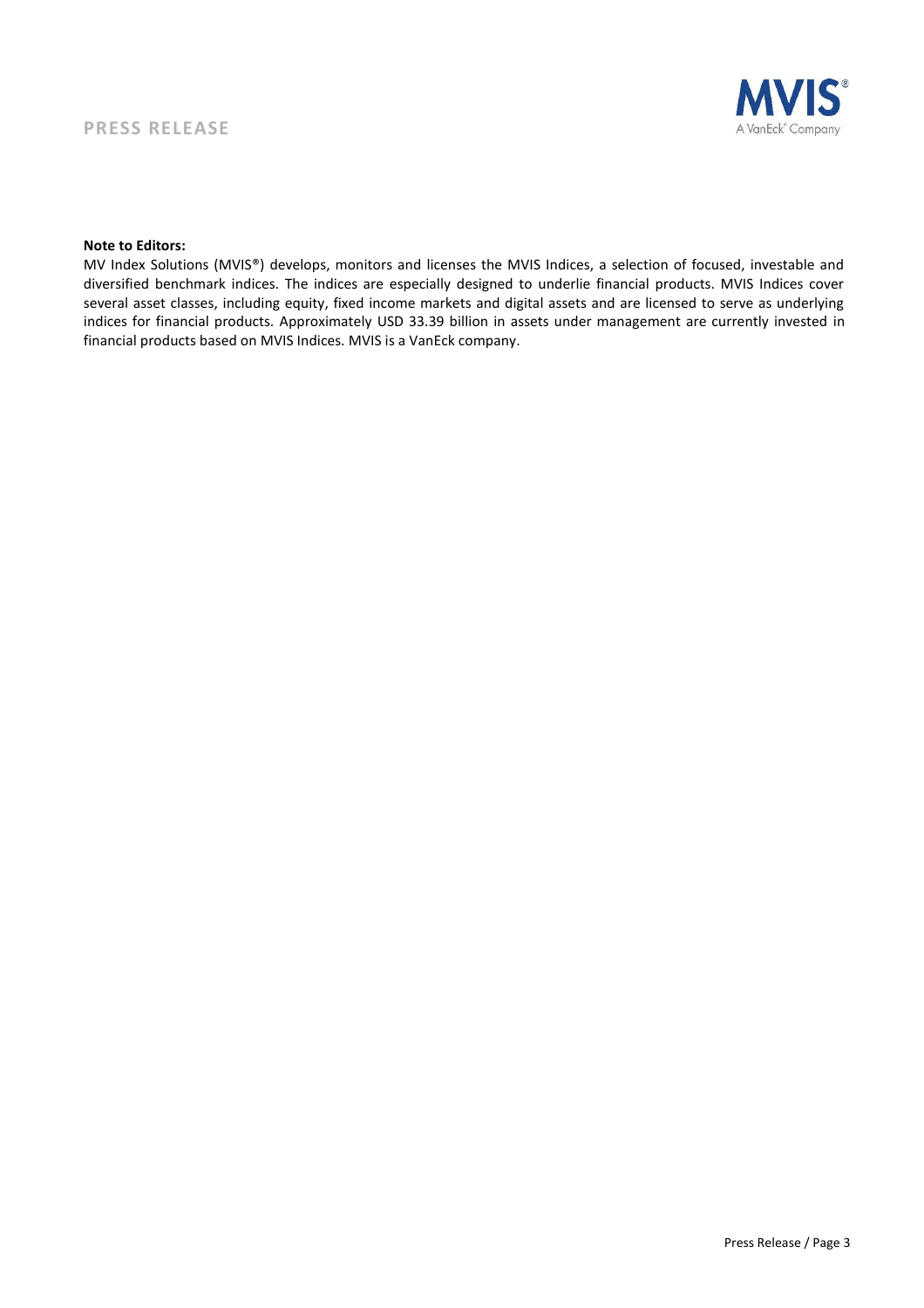**Note to Editors:**
MV Index Solutions (MVIS®) develops, monitors and licenses the MVIS Indices, a selection of focused, investable and diversified benchmark indices. The indices are especially designed to underlie financial products. MVIS Indices cover several asset classes, including equity, fixed income markets and digital assets and are licensed to serve as underlying indices for financial products. Approximately USD 33.39 billion in assets under management are currently invested in financial products based on MVIS Indices. MVIS is a VanEck company.